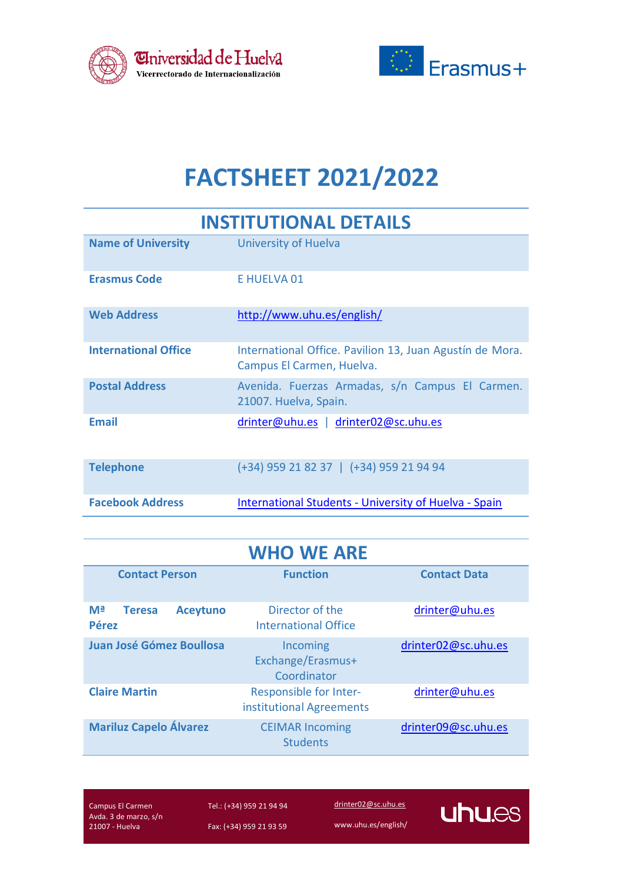Universidad de Huelva
Vicerrectorado de Internacionalización

Erasmus+

# FACTSHEET 2021/2022

## INSTITUTIONAL DETAILS

| | |
|---|---|
| **Name of University** | University of Huelva |
| **Erasmus Code** | E HUELVA 01 |
| **Web Address** | http://www.uhu.es/english/ |
| **International Office** | International Office. Pavilion 13, Juan Agustín de Mora. Campus El Carmen, Huelva. |
| **Postal Address** | Avenida. Fuerzas Armadas, s/n Campus El Carmen. 21007. Huelva, Spain. |
| **Email** | drinter@uhu.es \| drinter02@sc.uhu.es |
| **Telephone** | (+34) 959 21 82 37 \| (+34) 959 21 94 94 |
| **Facebook Address** | International Students - University of Huelva - Spain |

## WHO WE ARE

| Contact Person | Function | Contact Data |
|---|---|---|
| **Mª Teresa Aceytuno Pérez** | Director of the International Office | drinter@uhu.es |
| **Juan José Gómez Boullosa** | Incoming Exchange/Erasmus+ Coordinator | drinter02@sc.uhu.es |
| **Claire Martin** | Responsible for Inter-institutional Agreements | drinter@uhu.es |
| **Mariluz Capelo Álvarez** | CEIMAR Incoming Students | drinter09@sc.uhu.es |

Campus El Carmen
Avda. 3 de marzo, s/n
21007 - Huelva

Tel.: (+34) 959 21 94 94
Fax: (+34) 959 21 93 59

drinter02@sc.uhu.es
www.uhu.es/english/

uhu.es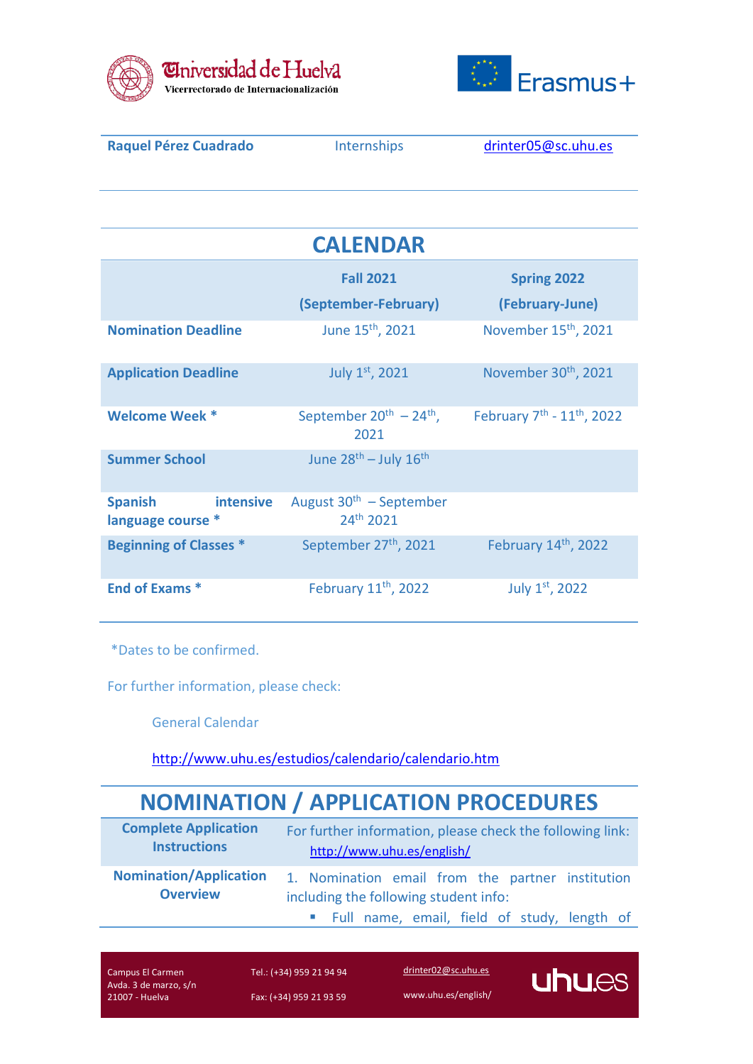| Raquel Pérez Cuadrado | Internships | drinter05@sc.uhu.es |
|---|---|---|

## CALENDAR

| | Fall 2021 (September-February) | Spring 2022 (February-June) |
|---|---|---|
| **Nomination Deadline** | June 15th, 2021 | November 15th, 2021 |
| **Application Deadline** | July 1st, 2021 | November 30th, 2021 |
| **Welcome Week *** | September 20th – 24th, 2021 | February 7th - 11th, 2022 |
| **Summer School** | June 28th – July 16th | |
| **Spanish intensive language course *** | August 30th – September 24th 2021 | |
| **Beginning of Classes *** | September 27th, 2021 | February 14th, 2022 |
| **End of Exams *** | February 11th, 2022 | July 1st, 2022 |

*Dates to be confirmed.

For further information, please check:

General Calendar

http://www.uhu.es/estudios/calendario/calendario.htm

## NOMINATION / APPLICATION PROCEDURES

| | |
|---|---|
| **Complete Application Instructions** | For further information, please check the following link: http://www.uhu.es/english/ |
| **Nomination/Application Overview** | 1. Nomination email from the partner institution including the following student info:<br>▪ Full name, email, field of study, length of |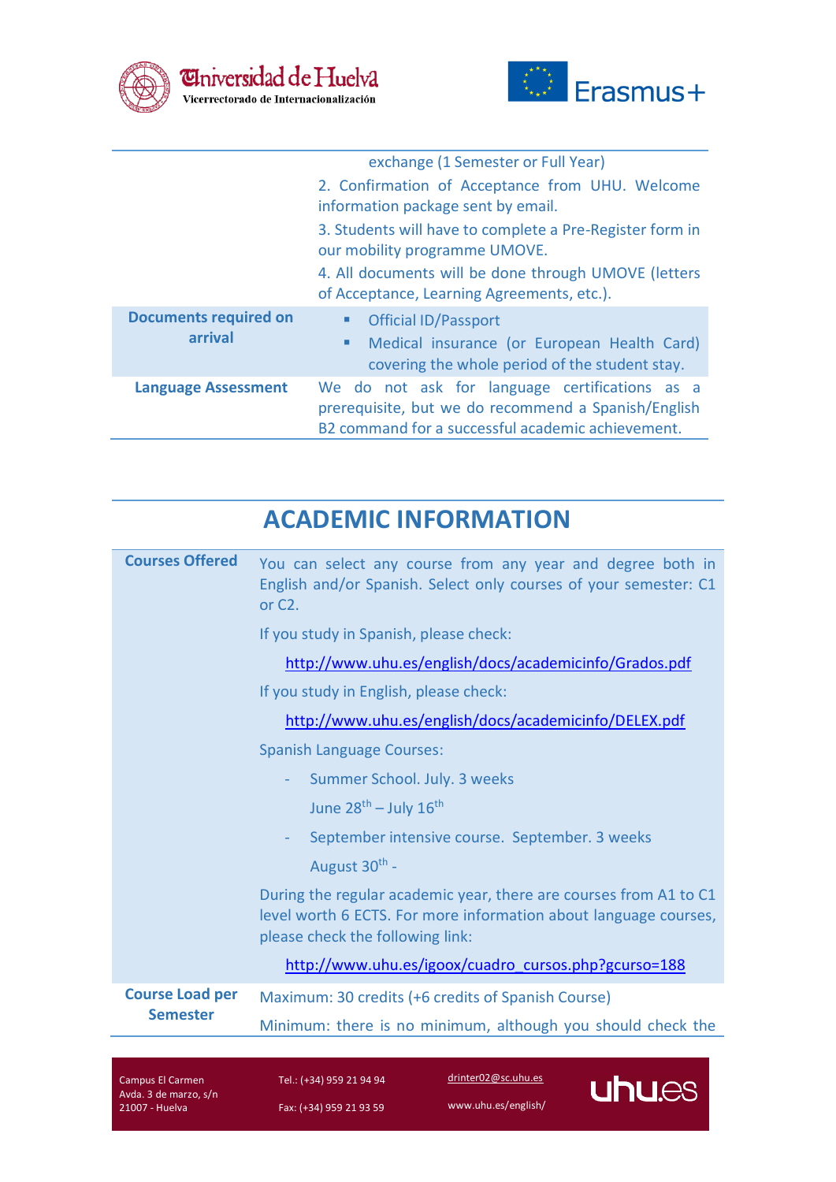| | |
|---|---|
| | exchange (1 Semester or Full Year)<br>2. Confirmation of Acceptance from UHU. Welcome information package sent by email.<br>3. Students will have to complete a Pre-Register form in our mobility programme UMOVE.<br>4. All documents will be done through UMOVE (letters of Acceptance, Learning Agreements, etc.). |
| **Documents required on arrival** | ▪ Official ID/Passport<br>▪ Medical insurance (or European Health Card) covering the whole period of the student stay. |
| **Language Assessment** | We do not ask for language certifications as a prerequisite, but we do recommend a Spanish/English B2 command for a successful academic achievement. |

# ACADEMIC INFORMATION

| | |
|---|---|
| **Courses Offered** | You can select any course from any year and degree both in English and/or Spanish. Select only courses of your semester: C1 or C2.<br><br>If you study in Spanish, please check:<br><br>http://www.uhu.es/english/docs/academicinfo/Grados.pdf<br><br>If you study in English, please check:<br><br>http://www.uhu.es/english/docs/academicinfo/DELEX.pdf<br><br>Spanish Language Courses:<br><br>- Summer School. July. 3 weeks<br>June 28th – July 16th<br>- September intensive course. September. 3 weeks<br>August 30th -<br><br>During the regular academic year, there are courses from A1 to C1 level worth 6 ECTS. For more information about language courses, please check the following link:<br><br>http://www.uhu.es/igoox/cuadro_cursos.php?gcurso=188 |
| **Course Load per Semester** | Maximum: 30 credits (+6 credits of Spanish Course)<br><br>Minimum: there is no minimum, although you should check the |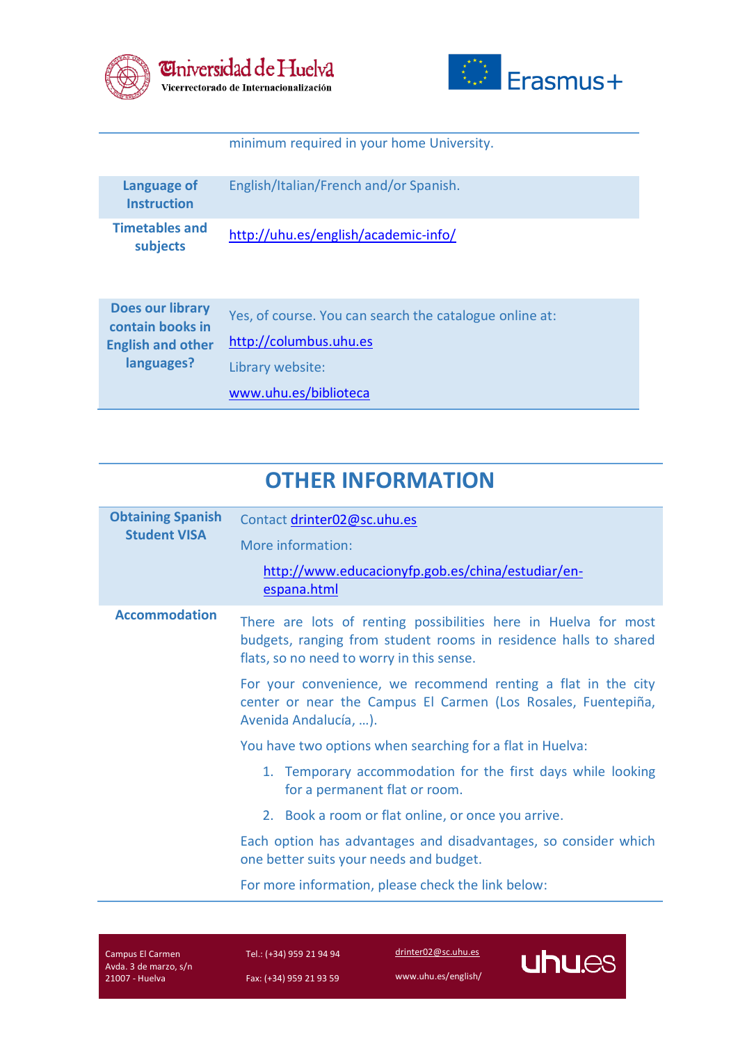| | |
|---|---|
| | minimum required in your home University. |
| **Language of Instruction** | English/Italian/French and/or Spanish. |
| **Timetables and subjects** | http://uhu.es/english/academic-info/ |
| **Does our library contain books in English and other languages?** | Yes, of course. You can search the catalogue online at: http://columbus.uhu.es Library website: www.uhu.es/biblioteca |

## OTHER INFORMATION

| | |
|---|---|
| **Obtaining Spanish Student VISA** | Contact drinter02@sc.uhu.es<br>More information:<br>http://www.educacionyfp.gob.es/china/estudiar/en-espana.html |
| **Accommodation** | There are lots of renting possibilities here in Huelva for most budgets, ranging from student rooms in residence halls to shared flats, so no need to worry in this sense.<br>For your convenience, we recommend renting a flat in the city center or near the Campus El Carmen (Los Rosales, Fuentepiña, Avenida Andalucía, …).<br>You have two options when searching for a flat in Huelva:<br>1. Temporary accommodation for the first days while looking for a permanent flat or room.<br>2. Book a room or flat online, or once you arrive.<br>Each option has advantages and disadvantages, so consider which one better suits your needs and budget.<br>For more information, please check the link below: |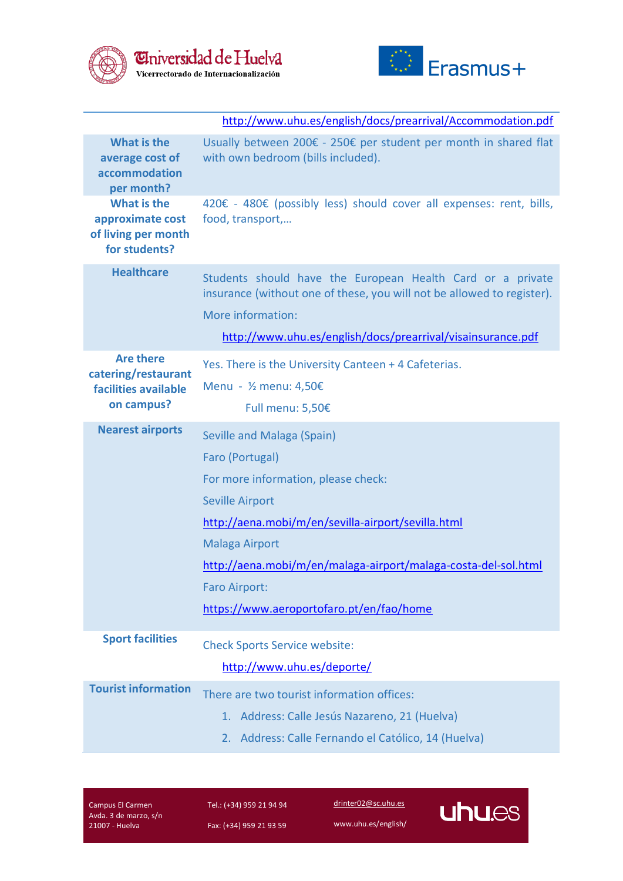| | |
|---|---|
| | http://www.uhu.es/english/docs/prearrival/Accommodation.pdf |
| **What is the average cost of accommodation per month?** | Usually between 200€ - 250€ per student per month in shared flat with own bedroom (bills included). |
| **What is the approximate cost of living per month for students?** | 420€ - 480€ (possibly less) should cover all expenses: rent, bills, food, transport,… |
| **Healthcare** | Students should have the European Health Card or a private insurance (without one of these, you will not be allowed to register).<br>More information:<br>http://www.uhu.es/english/docs/prearrival/visainsurance.pdf |
| **Are there catering/restaurant facilities available on campus?** | Yes. There is the University Canteen + 4 Cafeterias.<br>Menu - ½ menu: 4,50€<br>Full menu: 5,50€ |
| **Nearest airports** | Seville and Malaga (Spain)<br>Faro (Portugal)<br>For more information, please check:<br>Seville Airport<br>http://aena.mobi/m/en/sevilla-airport/sevilla.html<br>Malaga Airport<br>http://aena.mobi/m/en/malaga-airport/malaga-costa-del-sol.html<br>Faro Airport:<br>https://www.aeroportofaro.pt/en/fao/home |
| **Sport facilities** | Check Sports Service website:<br>http://www.uhu.es/deporte/ |
| **Tourist information** | There are two tourist information offices:<br>1. Address: Calle Jesús Nazareno, 21 (Huelva)<br>2. Address: Calle Fernando el Católico, 14 (Huelva) |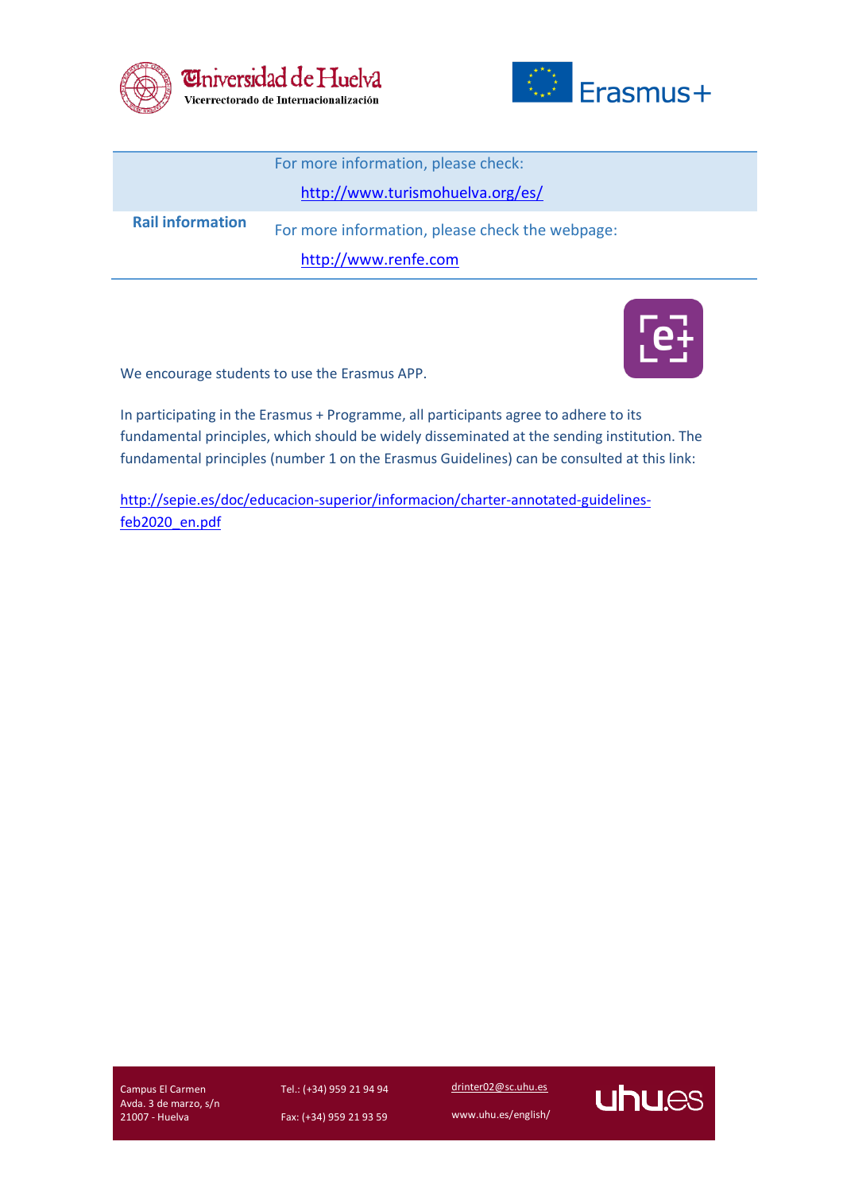| | |
|---|---|
| | For more information, please check:<br>http://www.turismohuelva.org/es/ |
| **Rail information** | For more information, please check the webpage:<br>http://www.renfe.com |

We encourage students to use the Erasmus APP.

In participating in the Erasmus + Programme, all participants agree to adhere to its fundamental principles, which should be widely disseminated at the sending institution. The fundamental principles (number 1 on the Erasmus Guidelines) can be consulted at this link:

http://sepie.es/doc/educacion-superior/informacion/charter-annotated-guidelines-feb2020_en.pdf